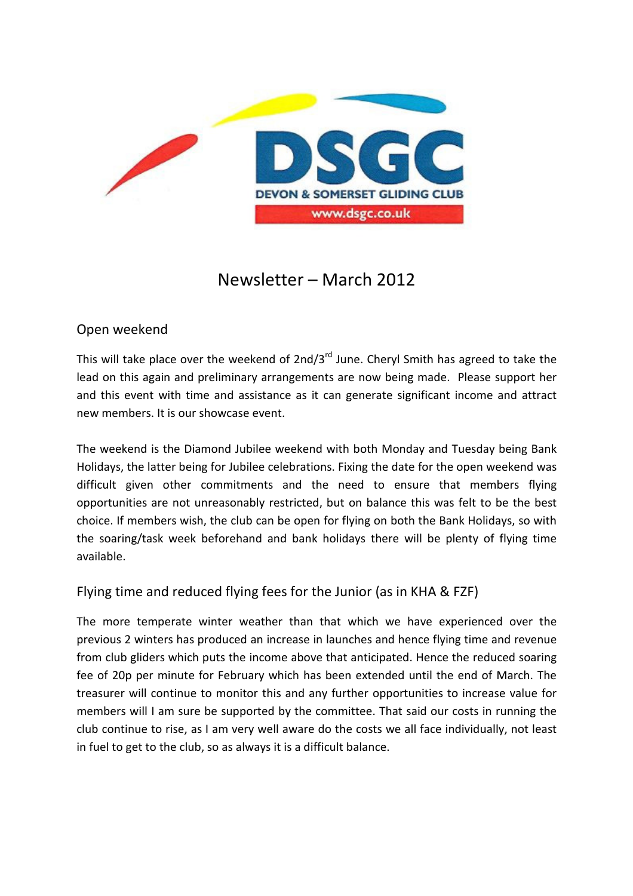DSGC

DEVON & SOMERSET GLIDING CLUB

www.dsgc.co.uk

# Newsletter – March 2012

## Open weekend

This will take place over the weekend of 2nd/3rd June. Cheryl Smith has agreed to take the lead on this again and preliminary arrangements are now being made. Please support her and this event with time and assistance as it can generate significant income and attract new members. It is our showcase event.

The weekend is the Diamond Jubilee weekend with both Monday and Tuesday being Bank Holidays, the latter being for Jubilee celebrations. Fixing the date for the open weekend was difficult given other commitments and the need to ensure that members flying opportunities are not unreasonably restricted, but on balance this was felt to be the best choice. If members wish, the club can be open for flying on both the Bank Holidays, so with the soaring/task week beforehand and bank holidays there will be plenty of flying time available.

## Flying time and reduced flying fees for the Junior (as in KHA & FZF)

The more temperate winter weather than that which we have experienced over the previous 2 winters has produced an increase in launches and hence flying time and revenue from club gliders which puts the income above that anticipated. Hence the reduced soaring fee of 20p per minute for February which has been extended until the end of March. The treasurer will continue to monitor this and any further opportunities to increase value for members will I am sure be supported by the committee. That said our costs in running the club continue to rise, as I am very well aware do the costs we all face individually, not least in fuel to get to the club, so as always it is a difficult balance.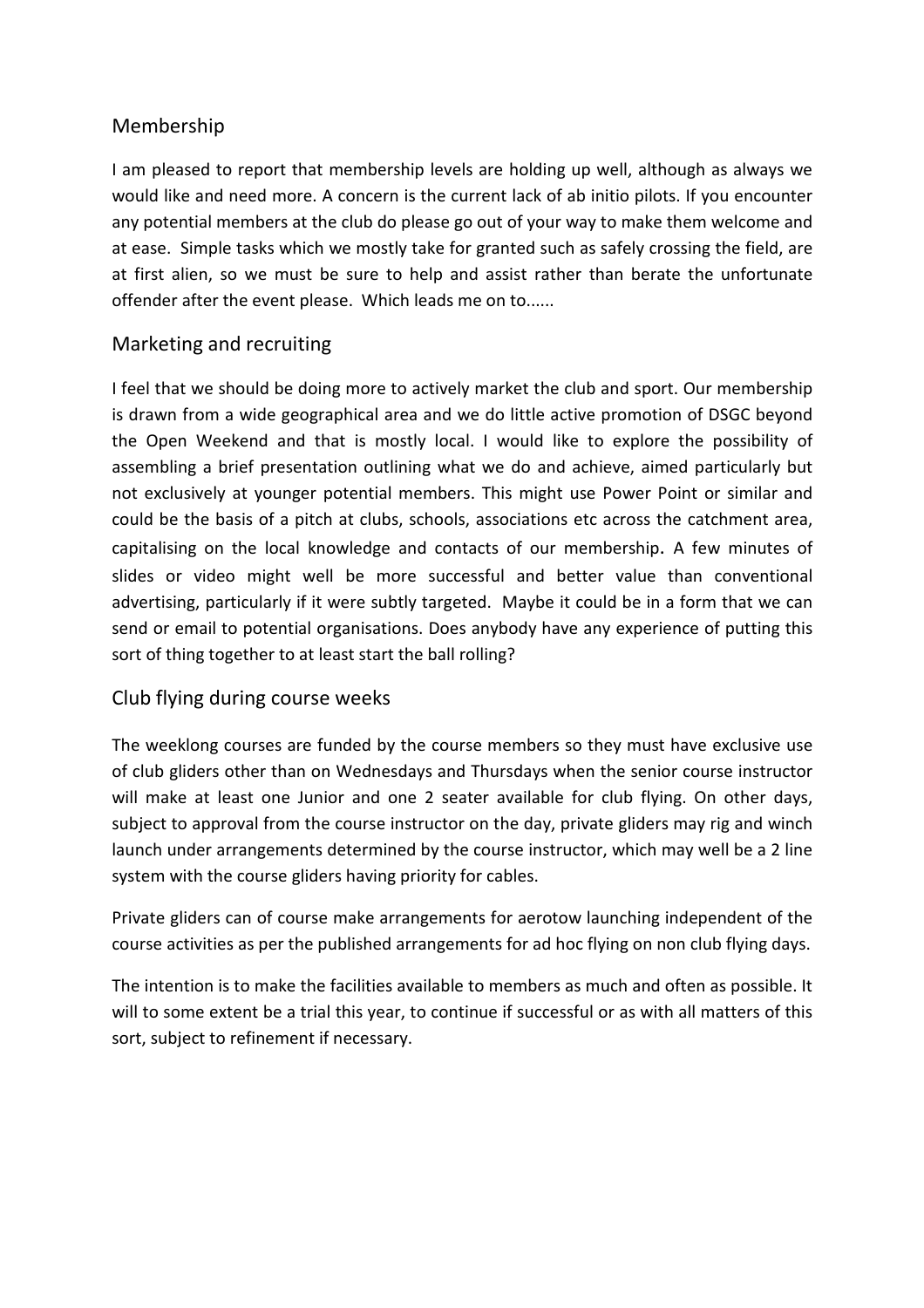## Membership

I am pleased to report that membership levels are holding up well, although as always we would like and need more. A concern is the current lack of ab initio pilots. If you encounter any potential members at the club do please go out of your way to make them welcome and at ease. Simple tasks which we mostly take for granted such as safely crossing the field, are at first alien, so we must be sure to help and assist rather than berate the unfortunate offender after the event please. Which leads me on to......

## Marketing and recruiting

I feel that we should be doing more to actively market the club and sport. Our membership is drawn from a wide geographical area and we do little active promotion of DSGC beyond the Open Weekend and that is mostly local. I would like to explore the possibility of assembling a brief presentation outlining what we do and achieve, aimed particularly but not exclusively at younger potential members. This might use Power Point or similar and could be the basis of a pitch at clubs, schools, associations etc across the catchment area, capitalising on the local knowledge and contacts of our membership. A few minutes of slides or video might well be more successful and better value than conventional advertising, particularly if it were subtly targeted. Maybe it could be in a form that we can send or email to potential organisations. Does anybody have any experience of putting this sort of thing together to at least start the ball rolling?

## Club flying during course weeks

The weeklong courses are funded by the course members so they must have exclusive use of club gliders other than on Wednesdays and Thursdays when the senior course instructor will make at least one Junior and one 2 seater available for club flying. On other days, subject to approval from the course instructor on the day, private gliders may rig and winch launch under arrangements determined by the course instructor, which may well be a 2 line system with the course gliders having priority for cables.

Private gliders can of course make arrangements for aerotow launching independent of the course activities as per the published arrangements for ad hoc flying on non club flying days.

The intention is to make the facilities available to members as much and often as possible. It will to some extent be a trial this year, to continue if successful or as with all matters of this sort, subject to refinement if necessary.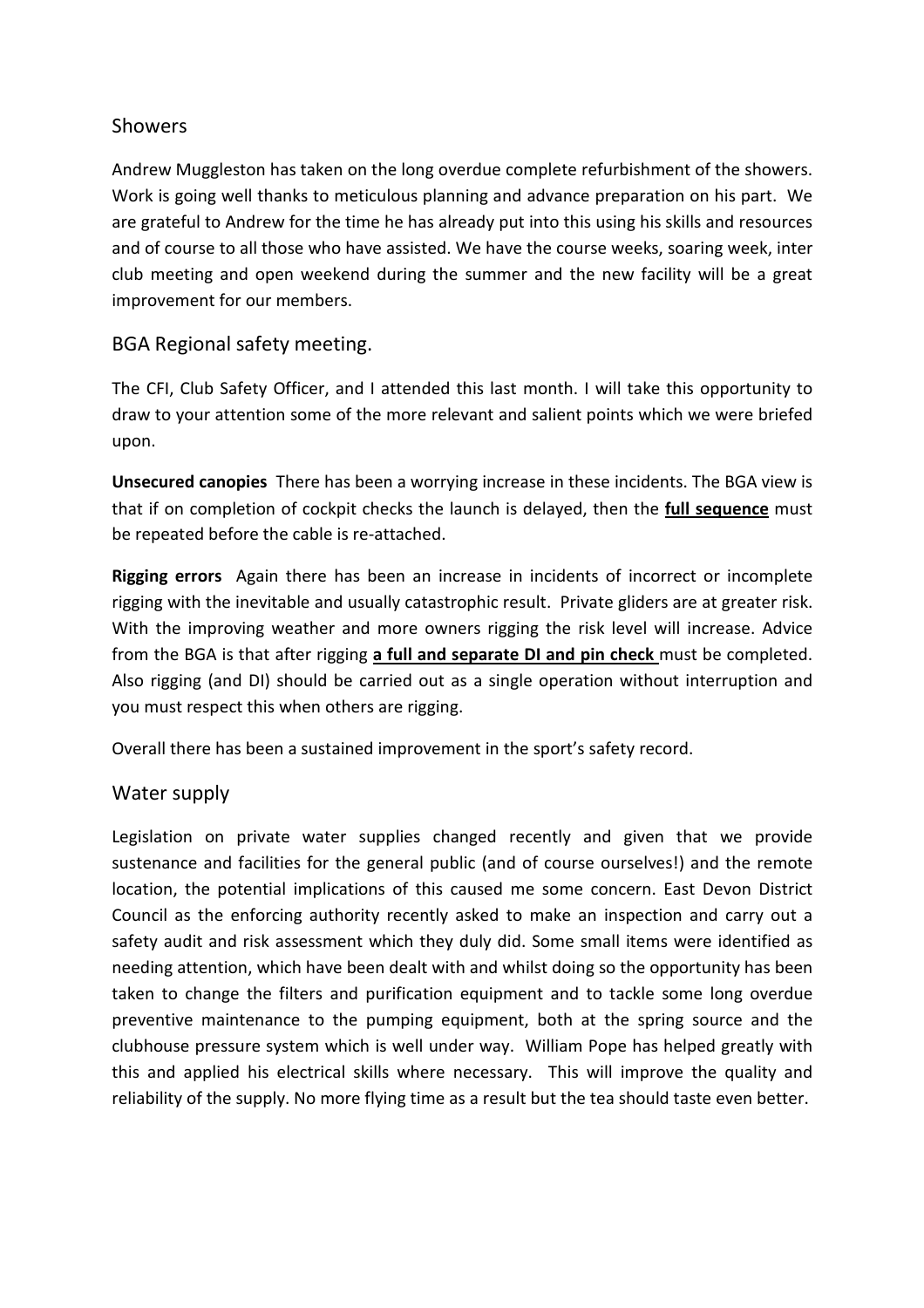## Showers

Andrew Muggleston has taken on the long overdue complete refurbishment of the showers. Work is going well thanks to meticulous planning and advance preparation on his part. We are grateful to Andrew for the time he has already put into this using his skills and resources and of course to all those who have assisted. We have the course weeks, soaring week, inter club meeting and open weekend during the summer and the new facility will be a great improvement for our members.

## BGA Regional safety meeting.

The CFI, Club Safety Officer, and I attended this last month. I will take this opportunity to draw to your attention some of the more relevant and salient points which we were briefed upon.

**Unsecured canopies** There has been a worrying increase in these incidents. The BGA view is that if on completion of cockpit checks the launch is delayed, then the **full sequence** must be repeated before the cable is re-attached.

**Rigging errors** Again there has been an increase in incidents of incorrect or incomplete rigging with the inevitable and usually catastrophic result. Private gliders are at greater risk. With the improving weather and more owners rigging the risk level will increase. Advice from the BGA is that after rigging **a full and separate DI and pin check** must be completed. Also rigging (and DI) should be carried out as a single operation without interruption and you must respect this when others are rigging.

Overall there has been a sustained improvement in the sport's safety record.

## Water supply

Legislation on private water supplies changed recently and given that we provide sustenance and facilities for the general public (and of course ourselves!) and the remote location, the potential implications of this caused me some concern. East Devon District Council as the enforcing authority recently asked to make an inspection and carry out a safety audit and risk assessment which they duly did. Some small items were identified as needing attention, which have been dealt with and whilst doing so the opportunity has been taken to change the filters and purification equipment and to tackle some long overdue preventive maintenance to the pumping equipment, both at the spring source and the clubhouse pressure system which is well under way. William Pope has helped greatly with this and applied his electrical skills where necessary. This will improve the quality and reliability of the supply. No more flying time as a result but the tea should taste even better.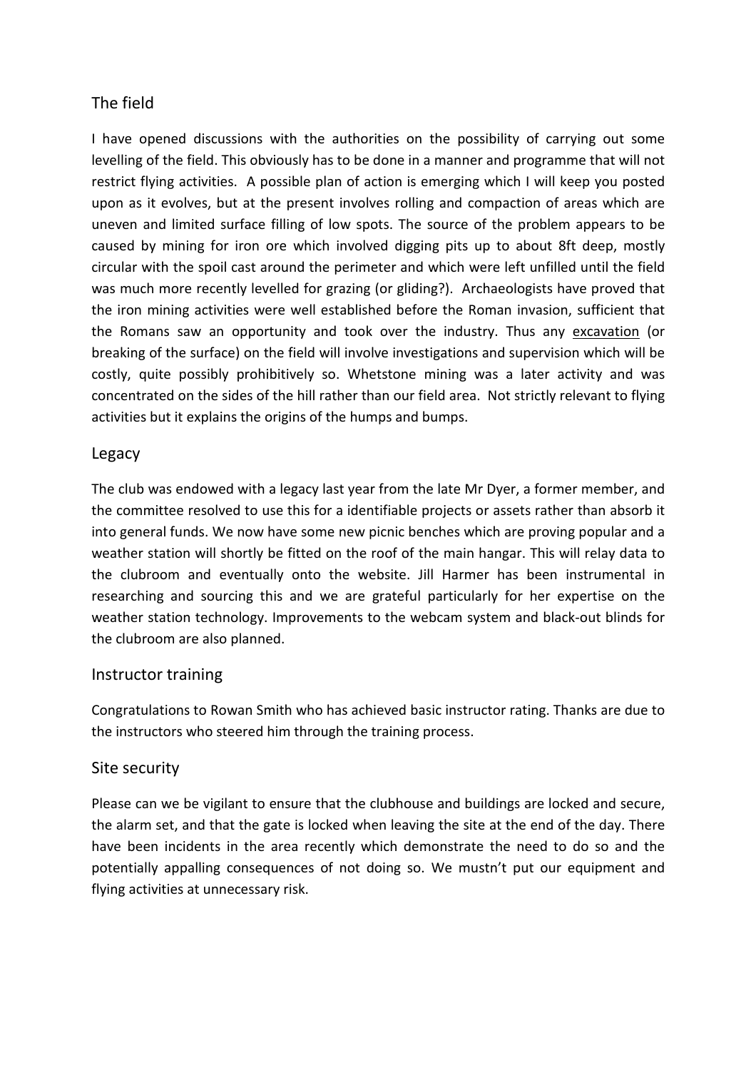## The field

I have opened discussions with the authorities on the possibility of carrying out some levelling of the field. This obviously has to be done in a manner and programme that will not restrict flying activities. A possible plan of action is emerging which I will keep you posted upon as it evolves, but at the present involves rolling and compaction of areas which are uneven and limited surface filling of low spots. The source of the problem appears to be caused by mining for iron ore which involved digging pits up to about 8ft deep, mostly circular with the spoil cast around the perimeter and which were left unfilled until the field was much more recently levelled for grazing (or gliding?). Archaeologists have proved that the iron mining activities were well established before the Roman invasion, sufficient that the Romans saw an opportunity and took over the industry. Thus any <u>excavation</u> (or breaking of the surface) on the field will involve investigations and supervision which will be costly, quite possibly prohibitively so. Whetstone mining was a later activity and was concentrated on the sides of the hill rather than our field area. Not strictly relevant to flying activities but it explains the origins of the humps and bumps.

## Legacy

The club was endowed with a legacy last year from the late Mr Dyer, a former member, and the committee resolved to use this for a identifiable projects or assets rather than absorb it into general funds. We now have some new picnic benches which are proving popular and a weather station will shortly be fitted on the roof of the main hangar. This will relay data to the clubroom and eventually onto the website. Jill Harmer has been instrumental in researching and sourcing this and we are grateful particularly for her expertise on the weather station technology. Improvements to the webcam system and black-out blinds for the clubroom are also planned.

## Instructor training

Congratulations to Rowan Smith who has achieved basic instructor rating. Thanks are due to the instructors who steered him through the training process.

## Site security

Please can we be vigilant to ensure that the clubhouse and buildings are locked and secure, the alarm set, and that the gate is locked when leaving the site at the end of the day. There have been incidents in the area recently which demonstrate the need to do so and the potentially appalling consequences of not doing so. We mustn't put our equipment and flying activities at unnecessary risk.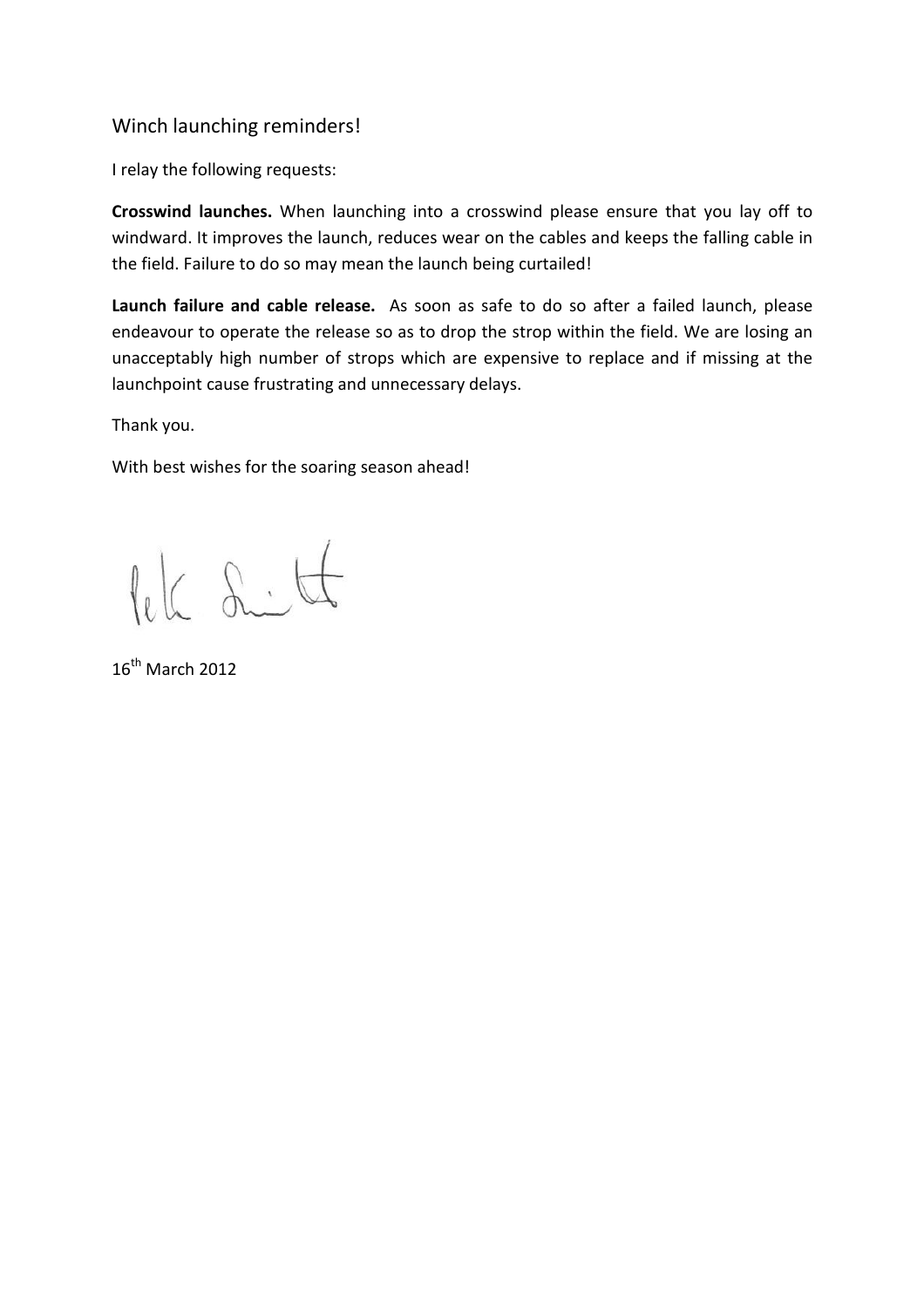## Winch launching reminders!

I relay the following requests:

**Crosswind launches.** When launching into a crosswind please ensure that you lay off to windward. It improves the launch, reduces wear on the cables and keeps the falling cable in the field. Failure to do so may mean the launch being curtailed!

**Launch failure and cable release.** As soon as safe to do so after a failed launch, please endeavour to operate the release so as to drop the strop within the field. We are losing an unacceptably high number of strops which are expensive to replace and if missing at the launchpoint cause frustrating and unnecessary delays.

Thank you.

With best wishes for the soaring season ahead!

16th March 2012